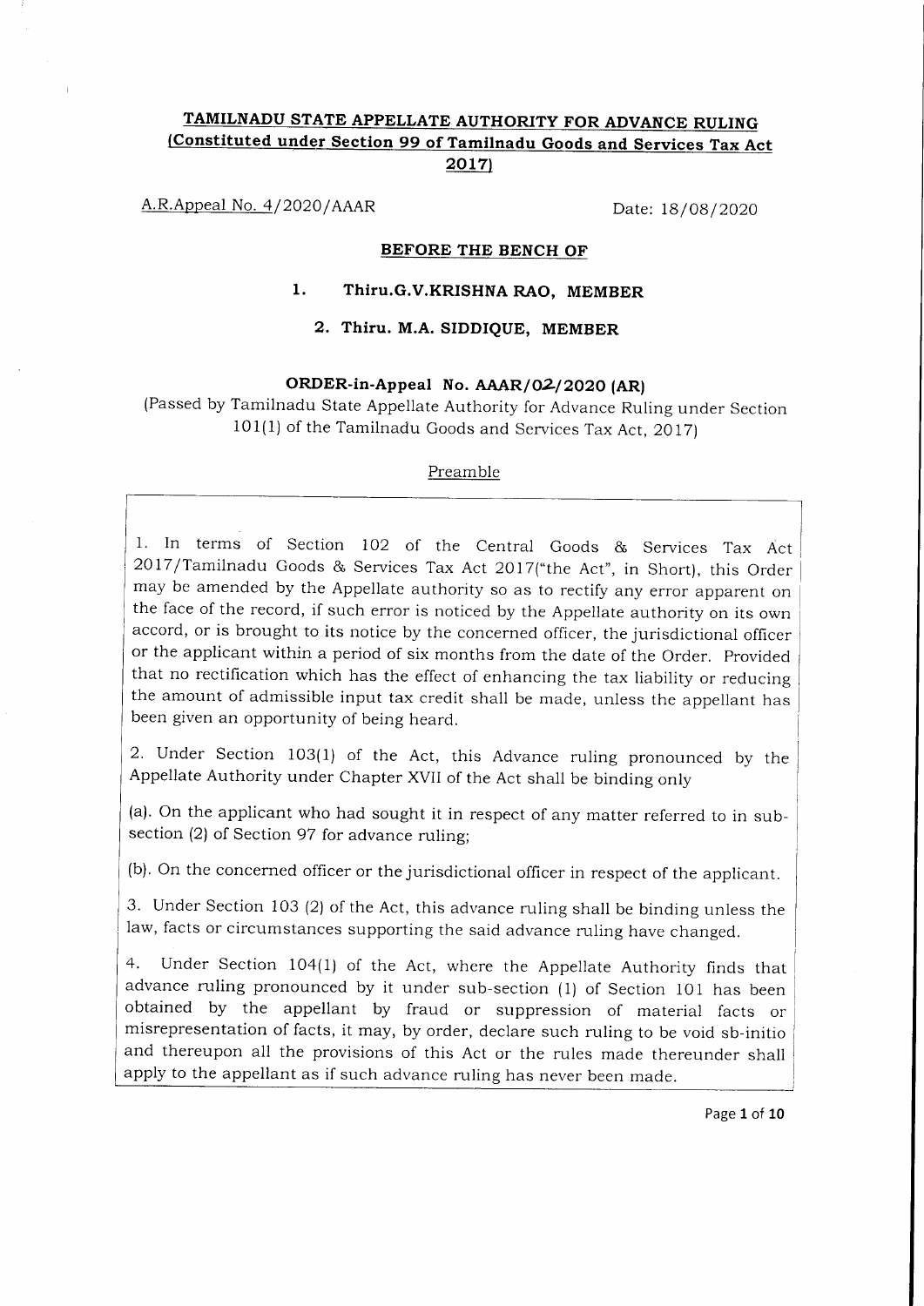# TAMILNADU STATE APPELLATE AUTHORITY FOR ADVANCE RULING

**(Constituted under Section 99 of Tamilnadu Goods and Services Tax Act 2017)**

A.R.Appeal No. 4/2020/AAAR

Date: 18/08/2020

**BEFORE THE BENCH OF**

1. **Thiru.G.V.KRISHNA RAO, MEMBER**
2. **Thiru. M.A. SIDDIQUE, MEMBER**

**ORDER-in-Appeal No. AAAR/02/2020 (AR)**

(Passed by Tamilnadu State Appellate Authority for Advance Ruling under Section 101(1) of the Tamilnadu Goods and Services Tax Act, 2017)

Preamble

1. In terms of Section 102 of the Central Goods & Services Tax Act 2017/Tamilnadu Goods & Services Tax Act 2017("the Act", in Short), this Order may be amended by the Appellate authority so as to rectify any error apparent on the face of the record, if such error is noticed by the Appellate authority on its own accord, or is brought to its notice by the concerned officer, the jurisdictional officer or the applicant within a period of six months from the date of the Order. Provided that no rectification which has the effect of enhancing the tax liability or reducing the amount of admissible input tax credit shall be made, unless the appellant has been given an opportunity of being heard.

2. Under Section 103(1) of the Act, this Advance ruling pronounced by the Appellate Authority under Chapter XVII of the Act shall be binding only

(a). On the applicant who had sought it in respect of any matter referred to in sub-section (2) of Section 97 for advance ruling;

(b). On the concerned officer or the jurisdictional officer in respect of the applicant.

3. Under Section 103 (2) of the Act, this advance ruling shall be binding unless the law, facts or circumstances supporting the said advance ruling have changed.

4. Under Section 104(1) of the Act, where the Appellate Authority finds that advance ruling pronounced by it under sub-section (1) of Section 101 has been obtained by the appellant by fraud or suppression of material facts or misrepresentation of facts, it may, by order, declare such ruling to be void sb-initio and thereupon all the provisions of this Act or the rules made thereunder shall apply to the appellant as if such advance ruling has never been made.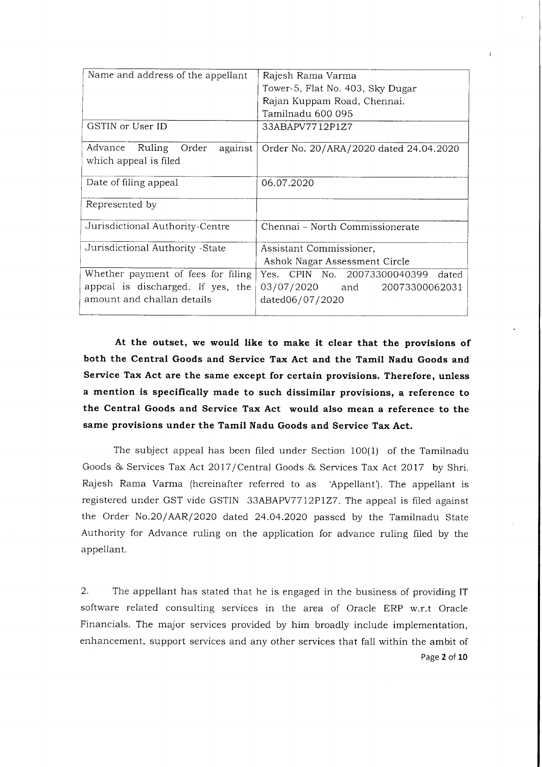| Name and address of the appellant | Rajesh Rama Varma<br>Tower-5, Flat No. 403, Sky Dugar<br>Rajan Kuppam Road, Chennai.<br>Tamilnadu 600 095 |
|---|---|
| GSTIN or User ID | 33ABAPV7712P1Z7 |
| Advance Ruling Order against which appeal is filed | Order No. 20/ARA/2020 dated 24.04.2020 |
| Date of filing appeal | 06.07.2020 |
| Represented by | |
| Jurisdictional Authority-Centre | Chennai – North Commissionerate |
| Jurisdictional Authority -State | Assistant Commissioner,<br>Ashok Nagar Assessment Circle |
| Whether payment of fees for filing appeal is discharged. If yes, the amount and challan details | Yes. CPIN No. 20073300040399 dated 03/07/2020 and 20073300062031 dated06/07/2020 |

**At the outset, we would like to make it clear that the provisions of both the Central Goods and Service Tax Act and the Tamil Nadu Goods and Service Tax Act are the same except for certain provisions. Therefore, unless a mention is specifically made to such dissimilar provisions, a reference to the Central Goods and Service Tax Act would also mean a reference to the same provisions under the Tamil Nadu Goods and Service Tax Act.**

The subject appeal has been filed under Section 100(1) of the Tamilnadu Goods & Services Tax Act 2017/Central Goods & Services Tax Act 2017 by Shri. Rajesh Rama Varma (hereinafter referred to as 'Appellant'). The appellant is registered under GST vide GSTIN 33ABAPV7712P1Z7. The appeal is filed against the Order No.20/AAR/2020 dated 24.04.2020 passed by the Tamilnadu State Authority for Advance ruling on the application for advance ruling filed by the appellant.

2. The appellant has stated that he is engaged in the business of providing IT software related consulting services in the area of Oracle ERP w.r.t Oracle Financials. The major services provided by him broadly include implementation, enhancement, support services and any other services that fall within the ambit of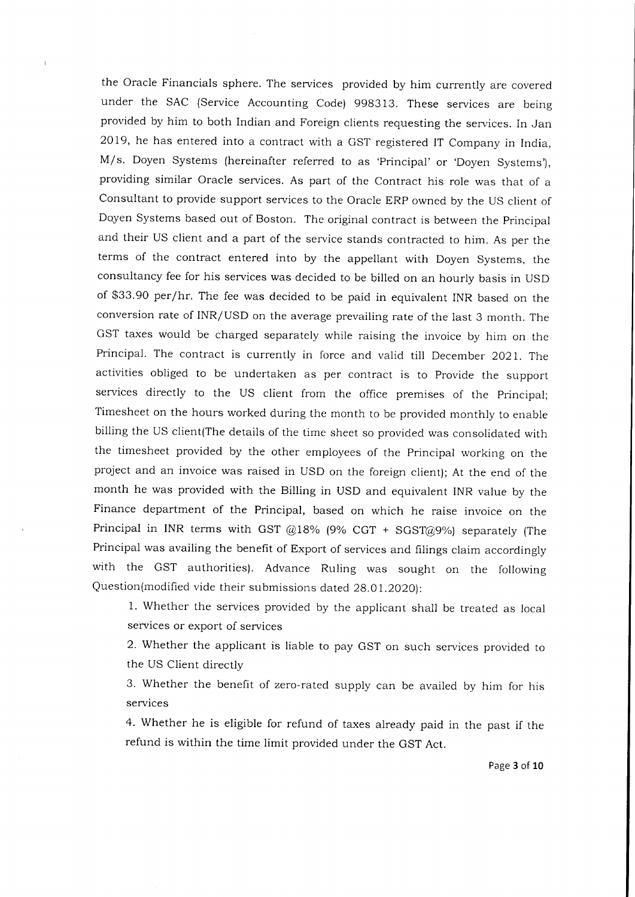the Oracle Financials sphere. The services provided by him currently are covered under the SAC (Service Accounting Code) 998313. These services are being provided by him to both Indian and Foreign clients requesting the services. In Jan 2019, he has entered into a contract with a GST registered IT Company in India, M/s. Doyen Systems (hereinafter referred to as 'Principal' or 'Doyen Systems'), providing similar Oracle services. As part of the Contract his role was that of a Consultant to provide support services to the Oracle ERP owned by the US client of Doyen Systems based out of Boston. The original contract is between the Principal and their US client and a part of the service stands contracted to him. As per the terms of the contract entered into by the appellant with Doyen Systems, the consultancy fee for his services was decided to be billed on an hourly basis in USD of $33.90 per/hr. The fee was decided to be paid in equivalent INR based on the conversion rate of INR/USD on the average prevailing rate of the last 3 month. The GST taxes would be charged separately while raising the invoice by him on the Principal. The contract is currently in force and valid till December 2021. The activities obliged to be undertaken as per contract is to Provide the support services directly to the US client from the office premises of the Principal; Timesheet on the hours worked during the month to be provided monthly to enable billing the US client(The details of the time sheet so provided was consolidated with the timesheet provided by the other employees of the Principal working on the project and an invoice was raised in USD on the foreign client); At the end of the month he was provided with the Billing in USD and equivalent INR value by the Finance department of the Principal, based on which he raise invoice on the Principal in INR terms with GST @18% (9% CGT + SGST@9%) separately (The Principal was availing the benefit of Export of services and filings claim accordingly with the GST authorities). Advance Ruling was sought on the following Question(modified vide their submissions dated 28.01.2020):

1. Whether the services provided by the applicant shall be treated as local services or export of services
2. Whether the applicant is liable to pay GST on such services provided to the US Client directly
3. Whether the benefit of zero-rated supply can be availed by him for his services
4. Whether he is eligible for refund of taxes already paid in the past if the refund is within the time limit provided under the GST Act.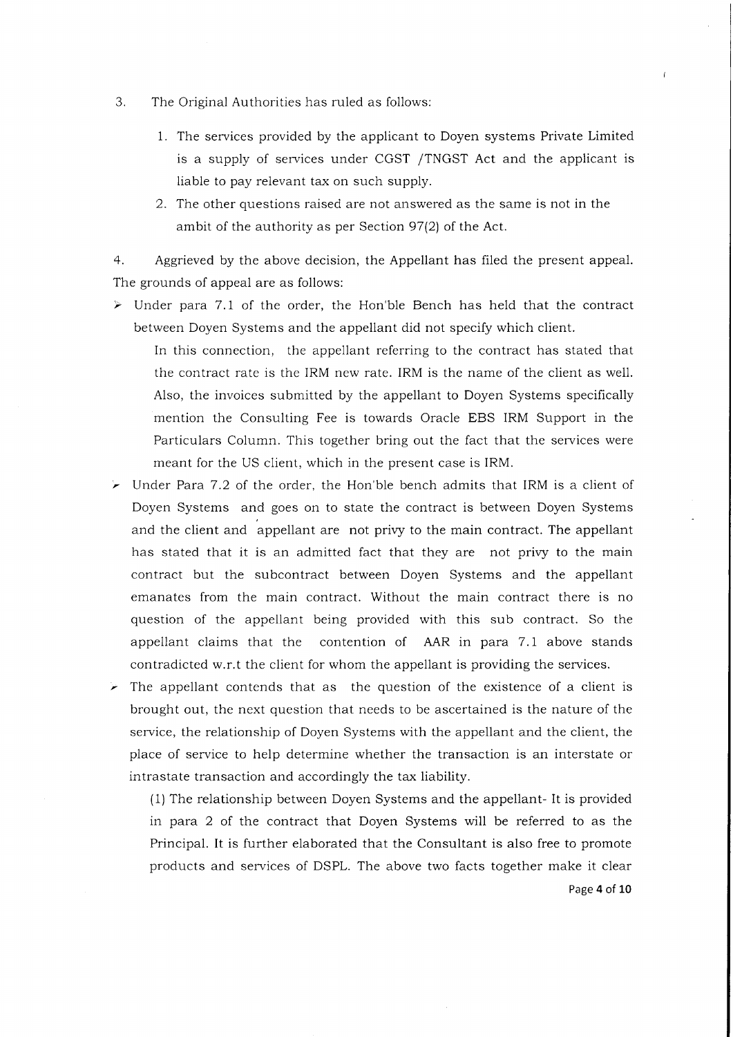3. The Original Authorities has ruled as follows:

   1. The services provided by the applicant to Doyen systems Private Limited is a supply of services under CGST /TNGST Act and the applicant is liable to pay relevant tax on such supply.
   2. The other questions raised are not answered as the same is not in the ambit of the authority as per Section 97(2) of the Act.

4. Aggrieved by the above decision, the Appellant has filed the present appeal. The grounds of appeal are as follows:

- Under para 7.1 of the order, the Hon'ble Bench has held that the contract between Doyen Systems and the appellant did not specify which client.

  In this connection, the appellant referring to the contract has stated that the contract rate is the IRM new rate. IRM is the name of the client as well. Also, the invoices submitted by the appellant to Doyen Systems specifically mention the Consulting Fee is towards Oracle EBS IRM Support in the Particulars Column. This together bring out the fact that the services were meant for the US client, which in the present case is IRM.

- Under Para 7.2 of the order, the Hon'ble bench admits that IRM is a client of Doyen Systems and goes on to state the contract is between Doyen Systems and the client and appellant are not privy to the main contract. The appellant has stated that it is an admitted fact that they are not privy to the main contract but the subcontract between Doyen Systems and the appellant emanates from the main contract. Without the main contract there is no question of the appellant being provided with this sub contract. So the appellant claims that the contention of AAR in para 7.1 above stands contradicted w.r.t the client for whom the appellant is providing the services.

- The appellant contends that as the question of the existence of a client is brought out, the next question that needs to be ascertained is the nature of the service, the relationship of Doyen Systems with the appellant and the client, the place of service to help determine whether the transaction is an interstate or intrastate transaction and accordingly the tax liability.

  (1) The relationship between Doyen Systems and the appellant- It is provided in para 2 of the contract that Doyen Systems will be referred to as the Principal. It is further elaborated that the Consultant is also free to promote products and services of DSPL. The above two facts together make it clear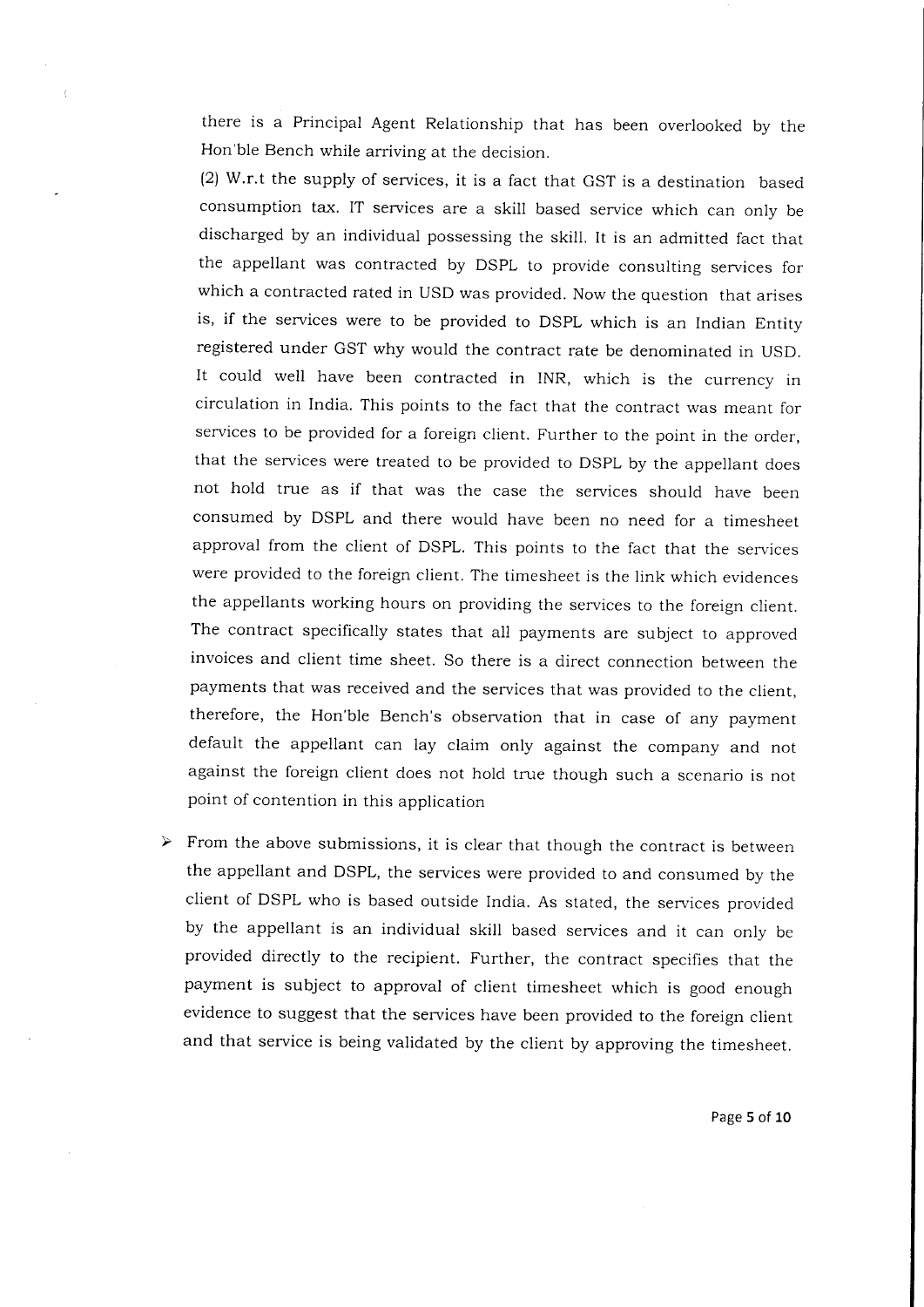there is a Principal Agent Relationship that has been overlooked by the Hon'ble Bench while arriving at the decision.

(2) W.r.t the supply of services, it is a fact that GST is a destination based consumption tax. IT services are a skill based service which can only be discharged by an individual possessing the skill. It is an admitted fact that the appellant was contracted by DSPL to provide consulting services for which a contracted rated in USD was provided. Now the question that arises is, if the services were to be provided to DSPL which is an Indian Entity registered under GST why would the contract rate be denominated in USD. It could well have been contracted in INR, which is the currency in circulation in India. This points to the fact that the contract was meant for services to be provided for a foreign client. Further to the point in the order, that the services were treated to be provided to DSPL by the appellant does not hold true as if that was the case the services should have been consumed by DSPL and there would have been no need for a timesheet approval from the client of DSPL. This points to the fact that the services were provided to the foreign client. The timesheet is the link which evidences the appellants working hours on providing the services to the foreign client. The contract specifically states that all payments are subject to approved invoices and client time sheet. So there is a direct connection between the payments that was received and the services that was provided to the client, therefore, the Hon'ble Bench's observation that in case of any payment default the appellant can lay claim only against the company and not against the foreign client does not hold true though such a scenario is not point of contention in this application

- From the above submissions, it is clear that though the contract is between the appellant and DSPL, the services were provided to and consumed by the client of DSPL who is based outside India. As stated, the services provided by the appellant is an individual skill based services and it can only be provided directly to the recipient. Further, the contract specifies that the payment is subject to approval of client timesheet which is good enough evidence to suggest that the services have been provided to the foreign client and that service is being validated by the client by approving the timesheet.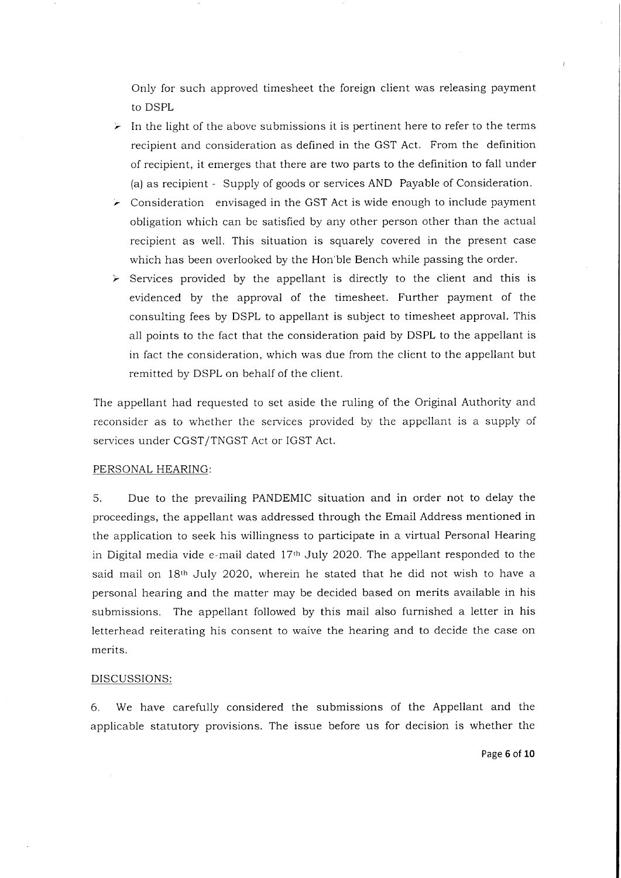Only for such approved timesheet the foreign client was releasing payment to DSPL

- In the light of the above submissions it is pertinent here to refer to the terms recipient and consideration as defined in the GST Act. From the definition of recipient, it emerges that there are two parts to the definition to fall under (a) as recipient - Supply of goods or services AND Payable of Consideration.
- Consideration envisaged in the GST Act is wide enough to include payment obligation which can be satisfied by any other person other than the actual recipient as well. This situation is squarely covered in the present case which has been overlooked by the Hon'ble Bench while passing the order.
- Services provided by the appellant is directly to the client and this is evidenced by the approval of the timesheet. Further payment of the consulting fees by DSPL to appellant is subject to timesheet approval. This all points to the fact that the consideration paid by DSPL to the appellant is in fact the consideration, which was due from the client to the appellant but remitted by DSPL on behalf of the client.

The appellant had requested to set aside the ruling of the Original Authority and reconsider as to whether the services provided by the appellant is a supply of services under CGST/TNGST Act or IGST Act.

PERSONAL HEARING:

5. Due to the prevailing PANDEMIC situation and in order not to delay the proceedings, the appellant was addressed through the Email Address mentioned in the application to seek his willingness to participate in a virtual Personal Hearing in Digital media vide e-mail dated 17th July 2020. The appellant responded to the said mail on 18th July 2020, wherein he stated that he did not wish to have a personal hearing and the matter may be decided based on merits available in his submissions. The appellant followed by this mail also furnished a letter in his letterhead reiterating his consent to waive the hearing and to decide the case on merits.

DISCUSSIONS:

6. We have carefully considered the submissions of the Appellant and the applicable statutory provisions. The issue before us for decision is whether the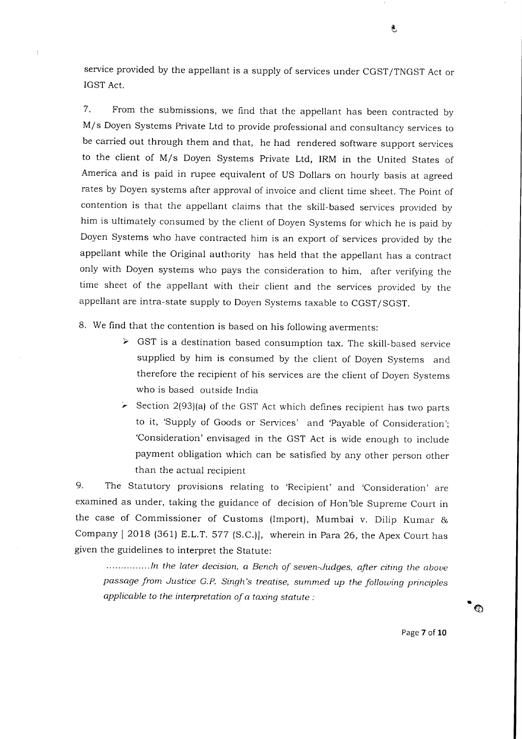service provided by the appellant is a supply of services under CGST/TNGST Act or IGST Act.

7. From the submissions, we find that the appellant has been contracted by M/s Doyen Systems Private Ltd to provide professional and consultancy services to be carried out through them and that, he had rendered software support services to the client of M/s Doyen Systems Private Ltd, IRM in the United States of America and is paid in rupee equivalent of US Dollars on hourly basis at agreed rates by Doyen systems after approval of invoice and client time sheet. The Point of contention is that the appellant claims that the skill-based services provided by him is ultimately consumed by the client of Doyen Systems for which he is paid by Doyen Systems who have contracted him is an export of services provided by the appellant while the Original authority has held that the appellant has a contract only with Doyen systems who pays the consideration to him, after verifying the time sheet of the appellant with their client and the services provided by the appellant are intra-state supply to Doyen Systems taxable to CGST/SGST.

8. We find that the contention is based on his following averments:

- GST is a destination based consumption tax. The skill-based service supplied by him is consumed by the client of Doyen Systems and therefore the recipient of his services are the client of Doyen Systems who is based outside India
- Section 2(93)(a) of the GST Act which defines recipient has two parts to it, 'Supply of Goods or Services' and 'Payable of Consideration'; 'Consideration' envisaged in the GST Act is wide enough to include payment obligation which can be satisfied by any other person other than the actual recipient

9. The Statutory provisions relating to 'Recipient' and 'Consideration' are examined as under, taking the guidance of decision of Hon'ble Supreme Court in the case of Commissioner of Customs (Import), Mumbai v. Dilip Kumar & Company [ 2018 (361) E.L.T. 577 (S.C.)], wherein in Para 26, the Apex Court has given the guidelines to interpret the Statute:

*..............In the later decision, a Bench of seven-Judges, after citing the above passage from Justice G.P. Singh's treatise, summed up the following principles applicable to the interpretation of a taxing statute :*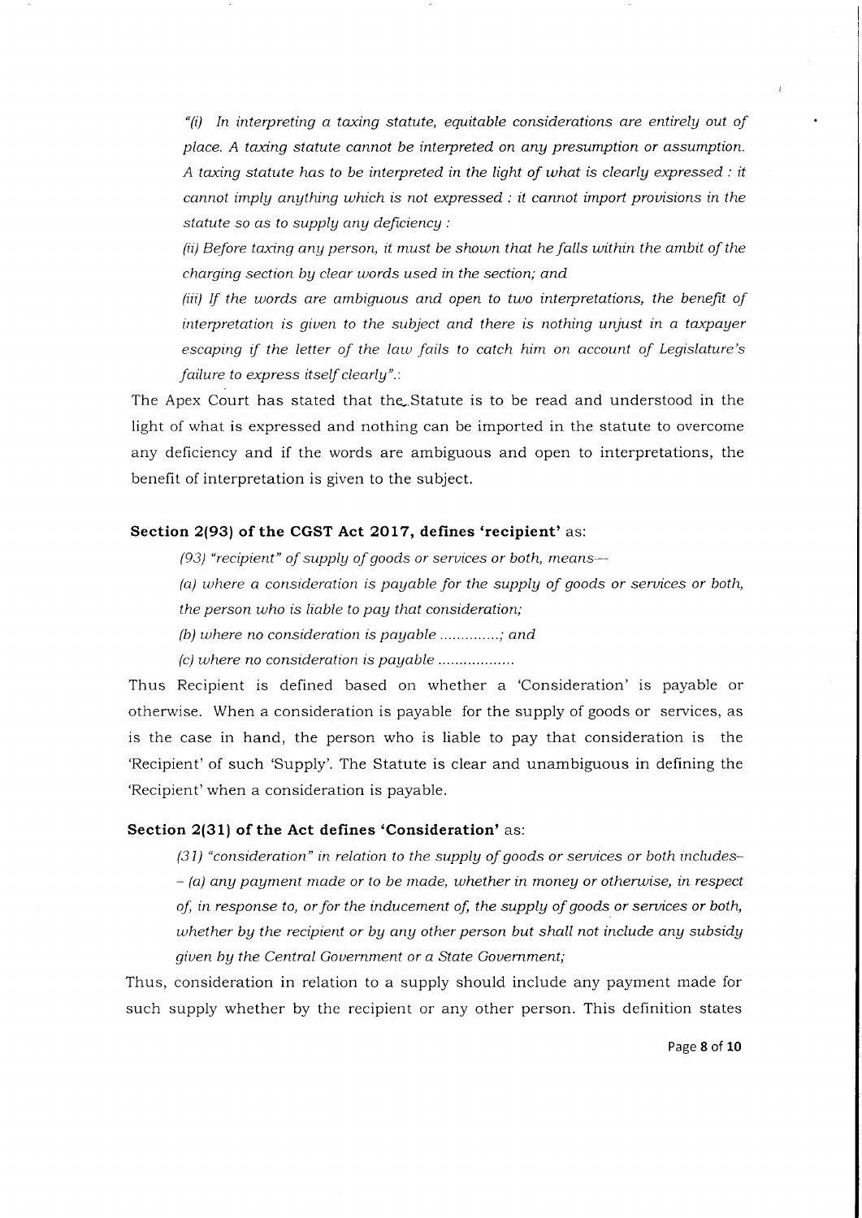*"(i) In interpreting a taxing statute, equitable considerations are entirely out of place. A taxing statute cannot be interpreted on any presumption or assumption. A taxing statute has to be interpreted in the light of what is clearly expressed : it cannot imply anything which is not expressed : it cannot import provisions in the statute so as to supply any deficiency :*

*(ii) Before taxing any person, it must be shown that he falls within the ambit of the charging section by clear words used in the section; and*

*(iii) If the words are ambiguous and open to two interpretations, the benefit of interpretation is given to the subject and there is nothing unjust in a taxpayer escaping if the letter of the law fails to catch him on account of Legislature's failure to express itself clearly".*:

The Apex Court has stated that the Statute is to be read and understood in the light of what is expressed and nothing can be imported in the statute to overcome any deficiency and if the words are ambiguous and open to interpretations, the benefit of interpretation is given to the subject.

**Section 2(93) of the CGST Act 2017, defines 'recipient'** as:

*(93) "recipient" of supply of goods or services or both, means—*

*(a) where a consideration is payable for the supply of goods or services or both, the person who is liable to pay that consideration;*

*(b) where no consideration is payable ..............; and*

*(c) where no consideration is payable ..................*

Thus Recipient is defined based on whether a 'Consideration' is payable or otherwise. When a consideration is payable for the supply of goods or services, as is the case in hand, the person who is liable to pay that consideration is the 'Recipient' of such 'Supply'. The Statute is clear and unambiguous in defining the 'Recipient' when a consideration is payable.

**Section 2(31) of the Act defines 'Consideration'** as:

*(31) "consideration" in relation to the supply of goods or services or both includes-- (a) any payment made or to be made, whether in money or otherwise, in respect of, in response to, or for the inducement of, the supply of goods or services or both, whether by the recipient or by any other person but shall not include any subsidy given by the Central Government or a State Government;*

Thus, consideration in relation to a supply should include any payment made for such supply whether by the recipient or any other person. This definition states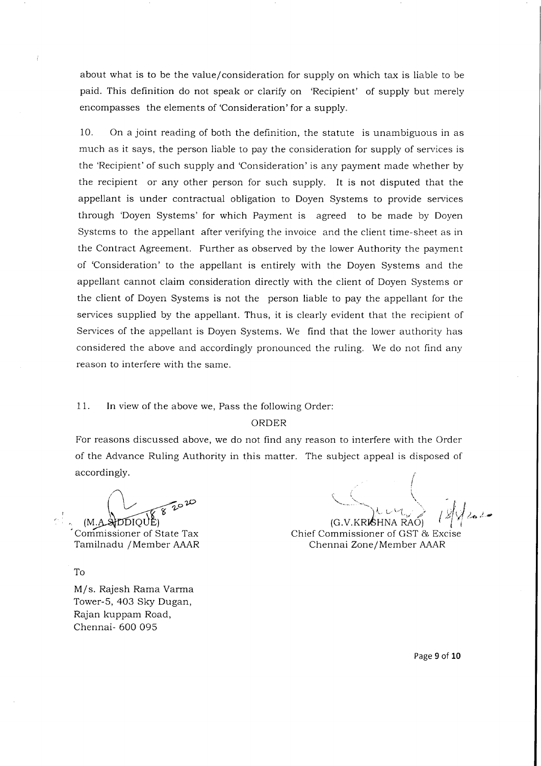about what is to be the value/consideration for supply on which tax is liable to be paid. This definition do not speak or clarify on 'Recipient' of supply but merely encompasses the elements of 'Consideration' for a supply.

10. On a joint reading of both the definition, the statute is unambiguous in as much as it says, the person liable to pay the consideration for supply of services is the 'Recipient' of such supply and 'Consideration' is any payment made whether by the recipient or any other person for such supply. It is not disputed that the appellant is under contractual obligation to Doyen Systems to provide services through 'Doyen Systems' for which Payment is agreed to be made by Doyen Systems to the appellant after verifying the invoice and the client time-sheet as in the Contract Agreement. Further as observed by the lower Authority the payment of 'Consideration' to the appellant is entirely with the Doyen Systems and the appellant cannot claim consideration directly with the client of Doyen Systems or the client of Doyen Systems is not the person liable to pay the appellant for the services supplied by the appellant. Thus, it is clearly evident that the recipient of Services of the appellant is Doyen Systems. We find that the lower authority has considered the above and accordingly pronounced the ruling. We do not find any reason to interfere with the same.

11. In view of the above we, Pass the following Order:

ORDER

For reasons discussed above, we do not find any reason to interfere with the Order of the Advance Ruling Authority in this matter. The subject appeal is disposed of accordingly.

18.8.2020

(M.A.SIDDIQUE)
Commissioner of State Tax
Tamilnadu /Member AAAR

18/8/2020

(G.V.KRISHNA RAO)
Chief Commissioner of GST & Excise
Chennai Zone/Member AAAR

To

M/s. Rajesh Rama Varma
Tower-5, 403 Sky Dugan,
Rajan kuppam Road,
Chennai- 600 095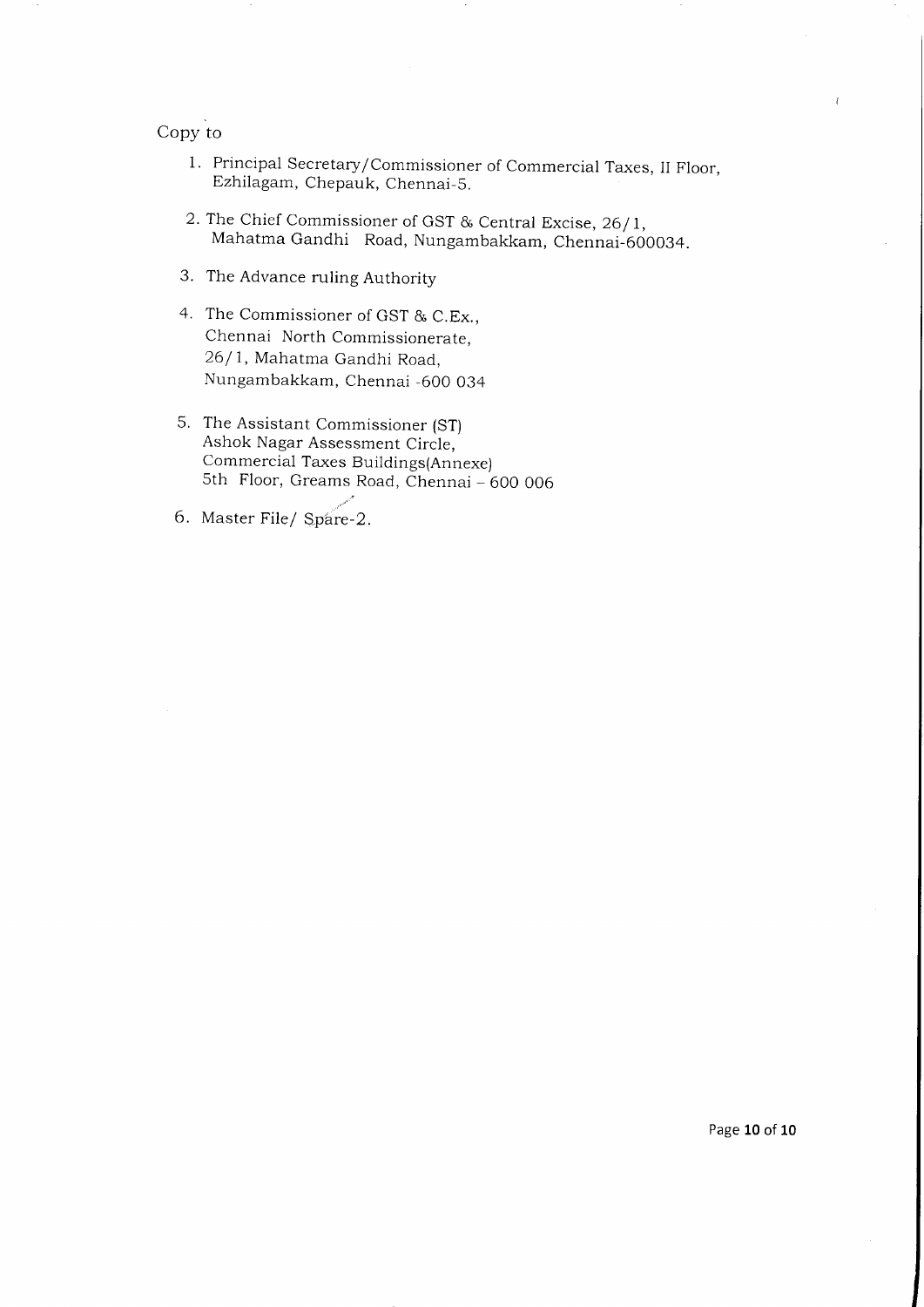Copy to

1. Principal Secretary/Commissioner of Commercial Taxes, II Floor, Ezhilagam, Chepauk, Chennai-5.
2. The Chief Commissioner of GST & Central Excise, 26/1, Mahatma Gandhi Road, Nungambakkam, Chennai-600034.
3. The Advance ruling Authority
4. The Commissioner of GST & C.Ex.,  
   Chennai North Commissionerate,  
   26/1, Mahatma Gandhi Road,  
   Nungambakkam, Chennai -600 034
5. The Assistant Commissioner (ST)  
   Ashok Nagar Assessment Circle,  
   Commercial Taxes Buildings(Annexe)  
   5th Floor, Greams Road, Chennai – 600 006
6. Master File/ Spare-2.